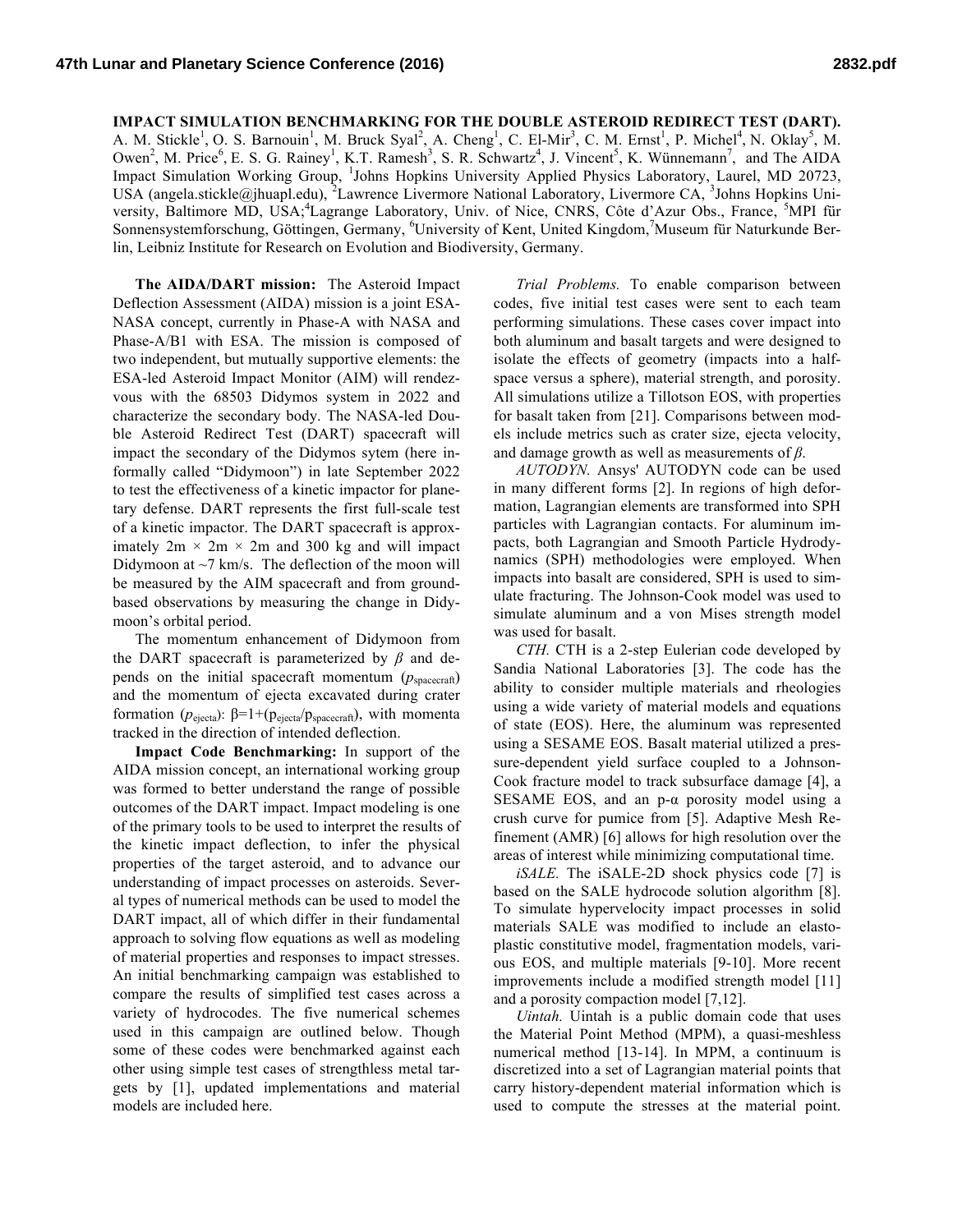# IMPACT SIMULATION BENCHMARKING FOR THE DOUBLE ASTEROID REDIRECT TEST (DART).

A. M. Stickle[1], O. S. Barnouin[1], M. Bruck Syal[2], A. Cheng[1], C. El-Mir[3], C. M. Ernst[1], P. Michel[4], N. Oklay[5], M. Owen[2], M. Price[6], E. S. G. Rainey[1], K.T. Ramesh[3], S. R. Schwartz[4], J. Vincent[5], K. Wünnemann[7], and The AIDA Impact Simulation Working Group, [1]Johns Hopkins University Applied Physics Laboratory, Laurel, MD 20723, USA (angela.stickle@jhuapl.edu), [2]Lawrence Livermore National Laboratory, Livermore CA, [3]Johns Hopkins University, Baltimore MD, USA;[4]Lagrange Laboratory, Univ. of Nice, CNRS, Côte d'Azur Obs., France, [5]MPI für Sonnensystemforschung, Göttingen, Germany, [6]University of Kent, United Kingdom,[7]Museum für Naturkunde Berlin, Leibniz Institute for Research on Evolution and Biodiversity, Germany.

**The AIDA/DART mission:** The Asteroid Impact Deflection Assessment (AIDA) mission is a joint ESA-NASA concept, currently in Phase-A with NASA and Phase-A/B1 with ESA. The mission is composed of two independent, but mutually supportive elements: the ESA-led Asteroid Impact Monitor (AIM) will rendezvous with the 68503 Didymos system in 2022 and characterize the secondary body. The NASA-led Double Asteroid Redirect Test (DART) spacecraft will impact the secondary of the Didymos sytem (here informally called "Didymoon") in late September 2022 to test the effectiveness of a kinetic impactor for planetary defense. DART represents the first full-scale test of a kinetic impactor. The DART spacecraft is approximately 2m × 2m × 2m and 300 kg and will impact Didymoon at ~7 km/s. The deflection of the moon will be measured by the AIM spacecraft and from ground-based observations by measuring the change in Didymoon's orbital period.

The momentum enhancement of Didymoon from the DART spacecraft is parameterized by $\beta$ and depends on the initial spacecraft momentum ($p_{spacecraft}$) and the momentum of ejecta excavated during crater formation ($p_{ejecta}$): $\beta=1+(p_{ejecta}/p_{spacecraft})$, with momenta tracked in the direction of intended deflection.

**Impact Code Benchmarking:** In support of the AIDA mission concept, an international working group was formed to better understand the range of possible outcomes of the DART impact. Impact modeling is one of the primary tools to be used to interpret the results of the kinetic impact deflection, to infer the physical properties of the target asteroid, and to advance our understanding of impact processes on asteroids. Several types of numerical methods can be used to model the DART impact, all of which differ in their fundamental approach to solving flow equations as well as modeling of material properties and responses to impact stresses. An initial benchmarking campaign was established to compare the results of simplified test cases across a variety of hydrocodes. The five numerical schemes used in this campaign are outlined below. Though some of these codes were benchmarked against each other using simple test cases of strengthless metal targets by [1], updated implementations and material models are included here.

*Trial Problems.* To enable comparison between codes, five initial test cases were sent to each team performing simulations. These cases cover impact into both aluminum and basalt targets and were designed to isolate the effects of geometry (impacts into a half-space versus a sphere), material strength, and porosity. All simulations utilize a Tillotson EOS, with properties for basalt taken from [21]. Comparisons between models include metrics such as crater size, ejecta velocity, and damage growth as well as measurements of $\beta$.

*AUTODYN.* Ansys' AUTODYN code can be used in many different forms [2]. In regions of high deformation, Lagrangian elements are transformed into SPH particles with Lagrangian contacts. For aluminum impacts, both Lagrangian and Smooth Particle Hydrodynamics (SPH) methodologies were employed. When impacts into basalt are considered, SPH is used to simulate fracturing. The Johnson-Cook model was used to simulate aluminum and a von Mises strength model was used for basalt.

*CTH.* CTH is a 2-step Eulerian code developed by Sandia National Laboratories [3]. The code has the ability to consider multiple materials and rheologies using a wide variety of material models and equations of state (EOS). Here, the aluminum was represented using a SESAME EOS. Basalt material utilized a pressure-dependent yield surface coupled to a Johnson-Cook fracture model to track subsurface damage [4], a SESAME EOS, and an p-α porosity model using a crush curve for pumice from [5]. Adaptive Mesh Refinement (AMR) [6] allows for high resolution over the areas of interest while minimizing computational time.

*iSALE.* The iSALE-2D shock physics code [7] is based on the SALE hydrocode solution algorithm [8]. To simulate hypervelocity impact processes in solid materials SALE was modified to include an elasto-plastic constitutive model, fragmentation models, various EOS, and multiple materials [9-10]. More recent improvements include a modified strength model [11] and a porosity compaction model [7,12].

*Uintah.* Uintah is a public domain code that uses the Material Point Method (MPM), a quasi-meshless numerical method [13-14]. In MPM, a continuum is discretized into a set of Lagrangian material points that carry history-dependent material information which is used to compute the stresses at the material point.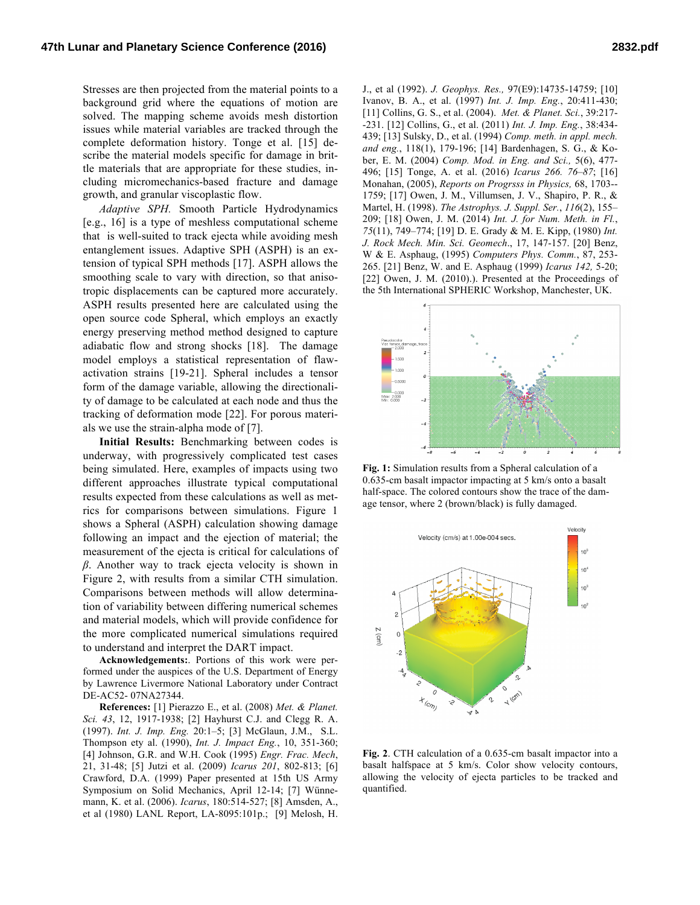Stresses are then projected from the material points to a background grid where the equations of motion are solved. The mapping scheme avoids mesh distortion issues while material variables are tracked through the complete deformation history. Tonge et al. [15] describe the material models specific for damage in brittle materials that are appropriate for these studies, including micromechanics-based fracture and damage growth, and granular viscoplastic flow.

*Adaptive SPH.* Smooth Particle Hydrodynamics [e.g., 16] is a type of meshless computational scheme that is well-suited to track ejecta while avoiding mesh entanglement issues. Adaptive SPH (ASPH) is an extension of typical SPH methods [17]. ASPH allows the smoothing scale to vary with direction, so that anisotropic displacements can be captured more accurately. ASPH results presented here are calculated using the open source code Spheral, which employs an exactly energy preserving method method designed to capture adiabatic flow and strong shocks [18]. The damage model employs a statistical representation of flaw-activation strains [19-21]. Spheral includes a tensor form of the damage variable, allowing the directionality of damage to be calculated at each node and thus the tracking of deformation mode [22]. For porous materials we use the strain-alpha mode of [7].

**Initial Results:** Benchmarking between codes is underway, with progressively complicated test cases being simulated. Here, examples of impacts using two different approaches illustrate typical computational results expected from these calculations as well as metrics for comparisons between simulations. Figure 1 shows a Spheral (ASPH) calculation showing damage following an impact and the ejection of material; the measurement of the ejecta is critical for calculations of $\beta$. Another way to track ejecta velocity is shown in Figure 2, with results from a similar CTH simulation. Comparisons between methods will allow determination of variability between differing numerical schemes and material models, which will provide confidence for the more complicated numerical simulations required to understand and interpret the DART impact.

**Acknowledgements:**. Portions of this work were performed under the auspices of the U.S. Department of Energy by Lawrence Livermore National Laboratory under Contract DE-AC52- 07NA27344.

**References:** [1] Pierazzo E., et al. (2008) *Met. & Planet. Sci. 43*, 12, 1917-1938; [2] Hayhurst C.J. and Clegg R. A. (1997). *Int. J. Imp. Eng.* 20:1–5; [3] McGlaun, J.M., S.L. Thompson ety al. (1990), *Int. J. Impact Eng.*, 10, 351-360; [4] Johnson, G.R. and W.H. Cook (1995) *Engr. Frac. Mech*, 21, 31-48; [5] Jutzi et al. (2009) *Icarus 201*, 802-813; [6] Crawford, D.A. (1999) Paper presented at 15th US Army Symposium on Solid Mechanics, April 12-14; [7] Wünnemann, K. et al. (2006). *Icarus*, 180:514-527; [8] Amsden, A., et al (1980) LANL Report, LA-8095:101p.; [9] Melosh, H. J., et al (1992). *J. Geophys. Res.,* 97(E9):14735-14759; [10] Ivanov, B. A., et al. (1997) *Int. J. Imp. Eng.*, 20:411-430; [11] Collins, G. S., et al. (2004). *Met. & Planet. Sci.*, 39:217--231. [12] Collins, G., et al. (2011) *Int. J. Imp. Eng.*, 38:434-439; [13] Sulsky, D., et al. (1994) *Comp. meth. in appl. mech. and eng.*, 118(1), 179-196; [14] Bardenhagen, S. G., & Kober, E. M. (2004) *Comp. Mod. in Eng. and Sci.,* 5(6), 477-496; [15] Tonge, A. et al. (2016) *Icarus 266. 76–87*; [16] Monahan, (2005), *Reports on Progrsss in Physics,* 68, 1703--1759; [17] Owen, J. M., Villumsen, J. V., Shapiro, P. R., & Martel, H. (1998). *The Astrophys. J. Suppl. Ser.*, *116*(2), 155–209; [18] Owen, J. M. (2014) *Int. J. for Num. Meth. in Fl.*, *75*(11), 749–774; [19] D. E. Grady & M. E. Kipp, (1980) *Int. J. Rock Mech. Min. Sci. Geomech*., 17, 147-157. [20] Benz, W & E. Asphaug, (1995) *Computers Phys. Comm.*, 87, 253-265. [21] Benz, W. and E. Asphaug (1999) *Icarus 142,* 5-20; [22] Owen, J. M. (2010).). Presented at the Proceedings of the 5th International SPHERIC Workshop, Manchester, UK.

**Fig. 1:** Simulation results from a Spheral calculation of a 0.635-cm basalt impactor impacting at 5 km/s onto a basalt half-space. The colored contours show the trace of the damage tensor, where 2 (brown/black) is fully damaged.

**Fig. 2**. CTH calculation of a 0.635-cm basalt impactor into a basalt halfspace at 5 km/s. Color show velocity contours, allowing the velocity of ejecta particles to be tracked and quantified.